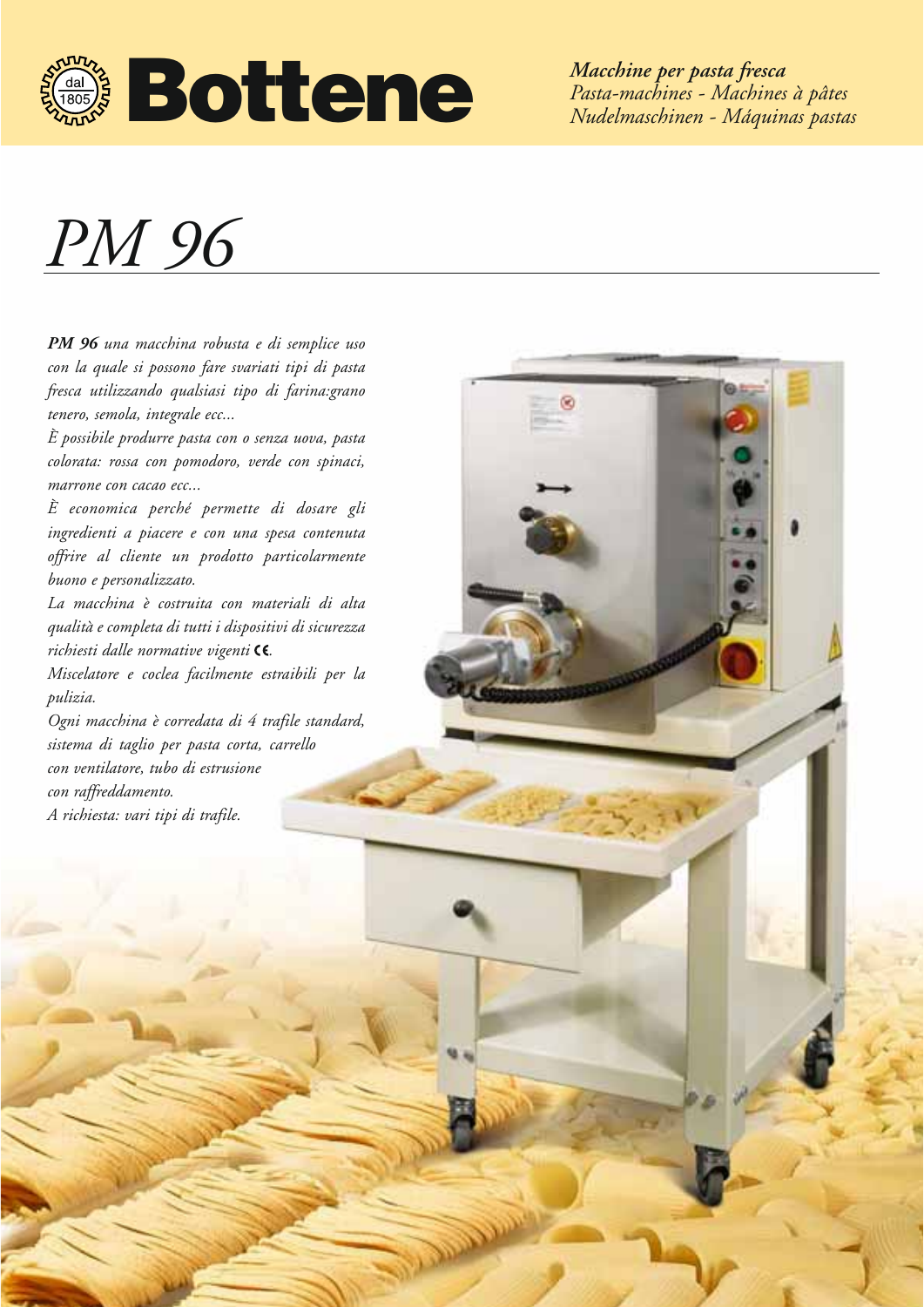**Bottene**

*Macchine per pasta fresca*
*Pasta-machines - Machines à pâtes*
*Nudelmaschinen - Máquinas pastas*

# *PM 96*

***PM 96*** *una macchina robusta e di semplice uso con la quale si possono fare svariati tipi di pasta fresca utilizzando qualsiasi tipo di farina:grano tenero, semola, integrale ecc...*

*È possibile produrre pasta con o senza uova, pasta colorata: rossa con pomodoro, verde con spinaci, marrone con cacao ecc...*

*È economica perché permette di dosare gli ingredienti a piacere e con una spesa contenuta offrire al cliente un prodotto particolarmente buono e personalizzato.*

*La macchina è costruita con materiali di alta qualità e completa di tutti i dispositivi di sicurezza richiesti dalle normative vigenti CE.*

*Miscelatore e coclea facilmente estraibili per la pulizia.*

*Ogni macchina è corredata di 4 trafile standard, sistema di taglio per pasta corta, carrello con ventilatore, tubo di estrusione con raffreddamento.*

*A richiesta: vari tipi di trafile.*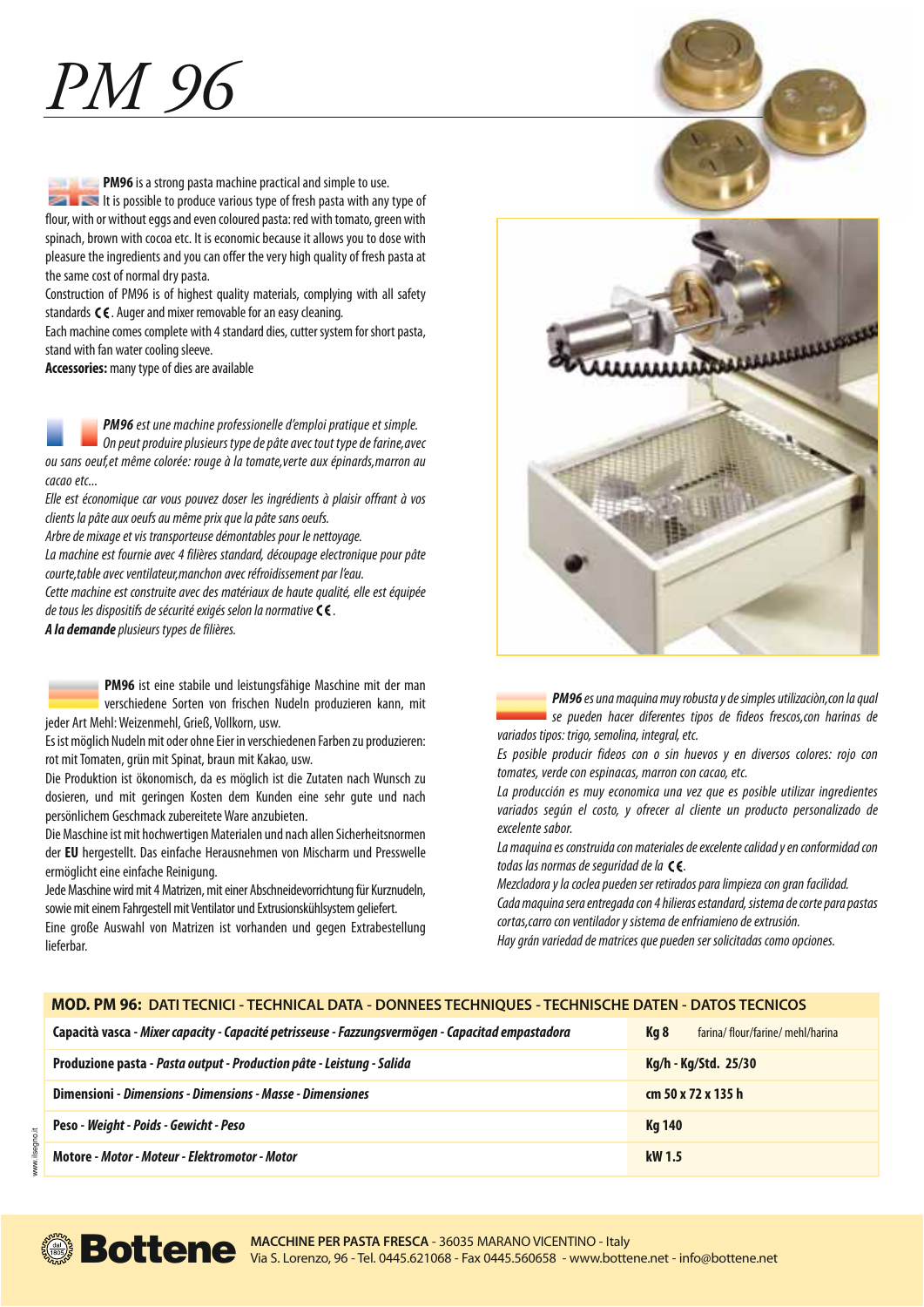# PM 96

**PM96** is a strong pasta machine practical and simple to use.
It is possible to produce various type of fresh pasta with any type of flour, with or without eggs and even coloured pasta: red with tomato, green with spinach, brown with cocoa etc. It is economic because it allows you to dose with pleasure the ingredients and you can offer the very high quality of fresh pasta at the same cost of normal dry pasta.
Construction of PM96 is of highest quality materials, complying with all safety standards CE. Auger and mixer removable for an easy cleaning.
Each machine comes complete with 4 standard dies, cutter system for short pasta, stand with fan water cooling sleeve.
**Accessories:** many type of dies are available

***PM96*** *est une machine professionelle d'emploi pratique et simple. On peut produire plusieurs type de pâte avec tout type de farine,avec ou sans oeuf,et même colorée: rouge à la tomate,verte aux épinards,marron au cacao etc...*
*Elle est économique car vous pouvez doser les ingrédients à plaisir offrant à vos clients la pâte aux oeufs au même prix que la pâte sans oeufs.*
*Arbre de mixage et vis transporteuse démontables pour le nettoyage.*
*La machine est fournie avec 4 filières standard, découpage electronique pour pâte courte,table avec ventilateur,manchon avec réfroidissement par l'eau.*
*Cette machine est construite avec des matériaux de haute qualité, elle est équipée de tous les dispositifs de sécurité exigés selon la normative CE.*
***A la demande*** *plusieurs types de filières.*

**PM96** ist eine stabile und leistungsfähige Maschine mit der man verschiedene Sorten von frischen Nudeln produzieren kann, mit jeder Art Mehl: Weizenmehl, Grieß, Vollkorn, usw.
Es ist möglich Nudeln mit oder ohne Eier in verschiedenen Farben zu produzieren: rot mit Tomaten, grün mit Spinat, braun mit Kakao, usw.
Die Produktion ist ökonomisch, da es möglich ist die Zutaten nach Wunsch zu dosieren, und mit geringen Kosten dem Kunden eine sehr gute und nach persönlichem Geschmack zubereitete Ware anzubieten.
Die Maschine ist mit hochwertigen Materialen und nach allen Sicherheitsnormen der **EU** hergestellt. Das einfache Herausnehmen von Mischarm und Presswelle ermöglicht eine einfache Reinigung.
Jede Maschine wird mit 4 Matrizen, mit einer Abschneidevorrichtung für Kurznudeln, sowie mit einem Fahrgestell mit Ventilator und Extrusionskühlsystem geliefert.
Eine große Auswahl von Matrizen ist vorhanden und gegen Extrabestellung lieferbar.

***PM96*** *es una maquina muy robusta y de simples utilizaciòn,con la qual se pueden hacer diferentes tipos de fideos frescos,con harinas de variados tipos: trigo, semolina, integral, etc.*
*Es posible producir fideos con o sin huevos y en diversos colores: rojo con tomates, verde con espinacas, marron con cacao, etc.*
*La producción es muy economica una vez que es posible utilizar ingredientes variados según el costo, y ofrecer al cliente un producto personalizado de excelente sabor.*
*La maquina es construida con materiales de excelente calidad y en conformidad con todas las normas de seguridad de la CE.*
*Mezcladora y la coclea pueden ser retirados para limpieza con gran facilidad.*
*Cada maquina sera entregada con 4 hilieras estandard, sistema de corte para pastas cortas,carro con ventilador y sistema de enfriamieno de extrusión.*
*Hay grán variedad de matrices que pueden ser solicitadas como opciones.*

| MOD. PM 96: DATI TECNICI - TECHNICAL DATA - DONNEES TECHNIQUES - TECHNISCHE DATEN - DATOS TECNICOS | |
|---|---|
| Capacità vasca - *Mixer capacity - Capacité petrisseuse - Fazzungsvermögen - Capacitad empastadora* | Kg 8 farina/ flour/farine/ mehl/harina |
| Produzione pasta - *Pasta output - Production pâte - Leistung - Salida* | Kg/h - Kg/Std. 25/30 |
| Dimensioni - *Dimensions - Dimensions - Masse - Dimensiones* | cm 50 x 72 x 135 h |
| Peso - *Weight - Poids - Gewicht - Peso* | Kg 140 |
| Motore - *Motor - Moteur - Elektromotor - Motor* | kW 1.5 |

**Bottene** **MACCHINE PER PASTA FRESCA** - 36035 MARANO VICENTINO - Italy
Via S. Lorenzo, 96 - Tel. 0445.621068 - Fax 0445.560658 - www.bottene.net - info@bottene.net